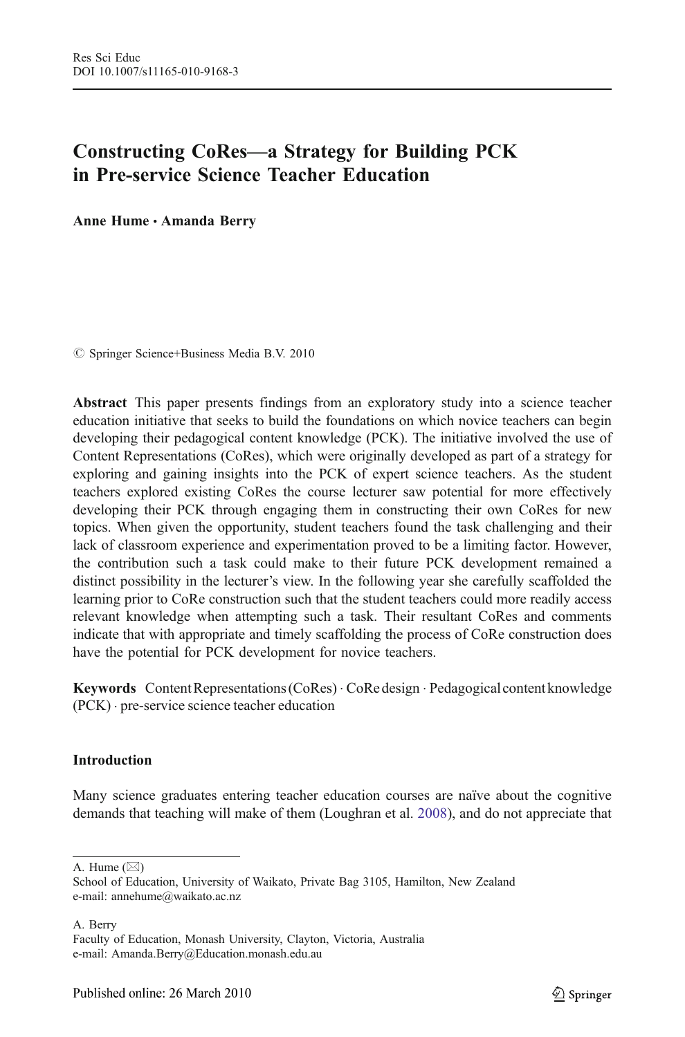# Constructing CoRes—a Strategy for Building PCK in Pre-service Science Teacher Education

**Anne Hume · Amanda Berry**

© Springer Science+Business Media B.V. 2010

**Abstract** This paper presents findings from an exploratory study into a science teacher education initiative that seeks to build the foundations on which novice teachers can begin developing their pedagogical content knowledge (PCK). The initiative involved the use of Content Representations (CoRes), which were originally developed as part of a strategy for exploring and gaining insights into the PCK of expert science teachers. As the student teachers explored existing CoRes the course lecturer saw potential for more effectively developing their PCK through engaging them in constructing their own CoRes for new topics. When given the opportunity, student teachers found the task challenging and their lack of classroom experience and experimentation proved to be a limiting factor. However, the contribution such a task could make to their future PCK development remained a distinct possibility in the lecturer's view. In the following year she carefully scaffolded the learning prior to CoRe construction such that the student teachers could more readily access relevant knowledge when attempting such a task. Their resultant CoRes and comments indicate that with appropriate and timely scaffolding the process of CoRe construction does have the potential for PCK development for novice teachers.

**Keywords** Content Representations (CoRes) · CoRe design · Pedagogical content knowledge (PCK) · pre-service science teacher education

## Introduction

Many science graduates entering teacher education courses are naïve about the cognitive demands that teaching will make of them (Loughran et al. 2008), and do not appreciate that

---

A. Hume (✉)
School of Education, University of Waikato, Private Bag 3105, Hamilton, New Zealand
e-mail: annehume@waikato.ac.nz

A. Berry
Faculty of Education, Monash University, Clayton, Victoria, Australia
e-mail: Amanda.Berry@Education.monash.edu.au

Published online: 26 March 2010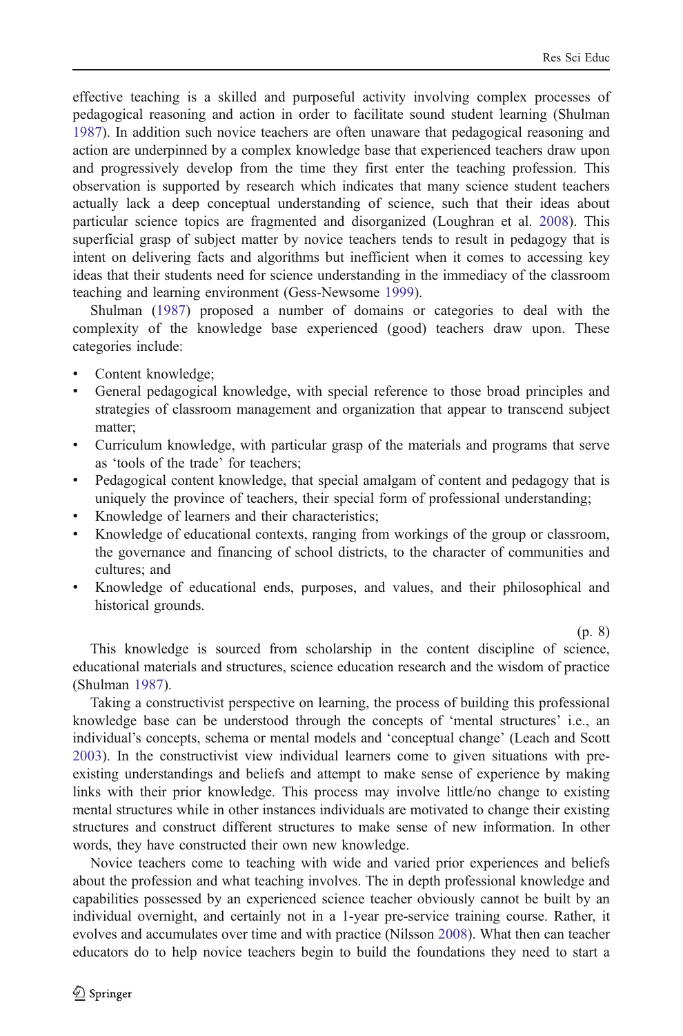effective teaching is a skilled and purposeful activity involving complex processes of pedagogical reasoning and action in order to facilitate sound student learning (Shulman 1987). In addition such novice teachers are often unaware that pedagogical reasoning and action are underpinned by a complex knowledge base that experienced teachers draw upon and progressively develop from the time they first enter the teaching profession. This observation is supported by research which indicates that many science student teachers actually lack a deep conceptual understanding of science, such that their ideas about particular science topics are fragmented and disorganized (Loughran et al. 2008). This superficial grasp of subject matter by novice teachers tends to result in pedagogy that is intent on delivering facts and algorithms but inefficient when it comes to accessing key ideas that their students need for science understanding in the immediacy of the classroom teaching and learning environment (Gess-Newsome 1999).

Shulman (1987) proposed a number of domains or categories to deal with the complexity of the knowledge base experienced (good) teachers draw upon. These categories include:

- Content knowledge;
- General pedagogical knowledge, with special reference to those broad principles and strategies of classroom management and organization that appear to transcend subject matter;
- Curriculum knowledge, with particular grasp of the materials and programs that serve as 'tools of the trade' for teachers;
- Pedagogical content knowledge, that special amalgam of content and pedagogy that is uniquely the province of teachers, their special form of professional understanding;
- Knowledge of learners and their characteristics;
- Knowledge of educational contexts, ranging from workings of the group or classroom, the governance and financing of school districts, to the character of communities and cultures; and
- Knowledge of educational ends, purposes, and values, and their philosophical and historical grounds.

(p. 8)

This knowledge is sourced from scholarship in the content discipline of science, educational materials and structures, science education research and the wisdom of practice (Shulman 1987).

Taking a constructivist perspective on learning, the process of building this professional knowledge base can be understood through the concepts of 'mental structures' i.e., an individual's concepts, schema or mental models and 'conceptual change' (Leach and Scott 2003). In the constructivist view individual learners come to given situations with pre-existing understandings and beliefs and attempt to make sense of experience by making links with their prior knowledge. This process may involve little/no change to existing mental structures while in other instances individuals are motivated to change their existing structures and construct different structures to make sense of new information. In other words, they have constructed their own new knowledge.

Novice teachers come to teaching with wide and varied prior experiences and beliefs about the profession and what teaching involves. The in depth professional knowledge and capabilities possessed by an experienced science teacher obviously cannot be built by an individual overnight, and certainly not in a 1-year pre-service training course. Rather, it evolves and accumulates over time and with practice (Nilsson 2008). What then can teacher educators do to help novice teachers begin to build the foundations they need to start a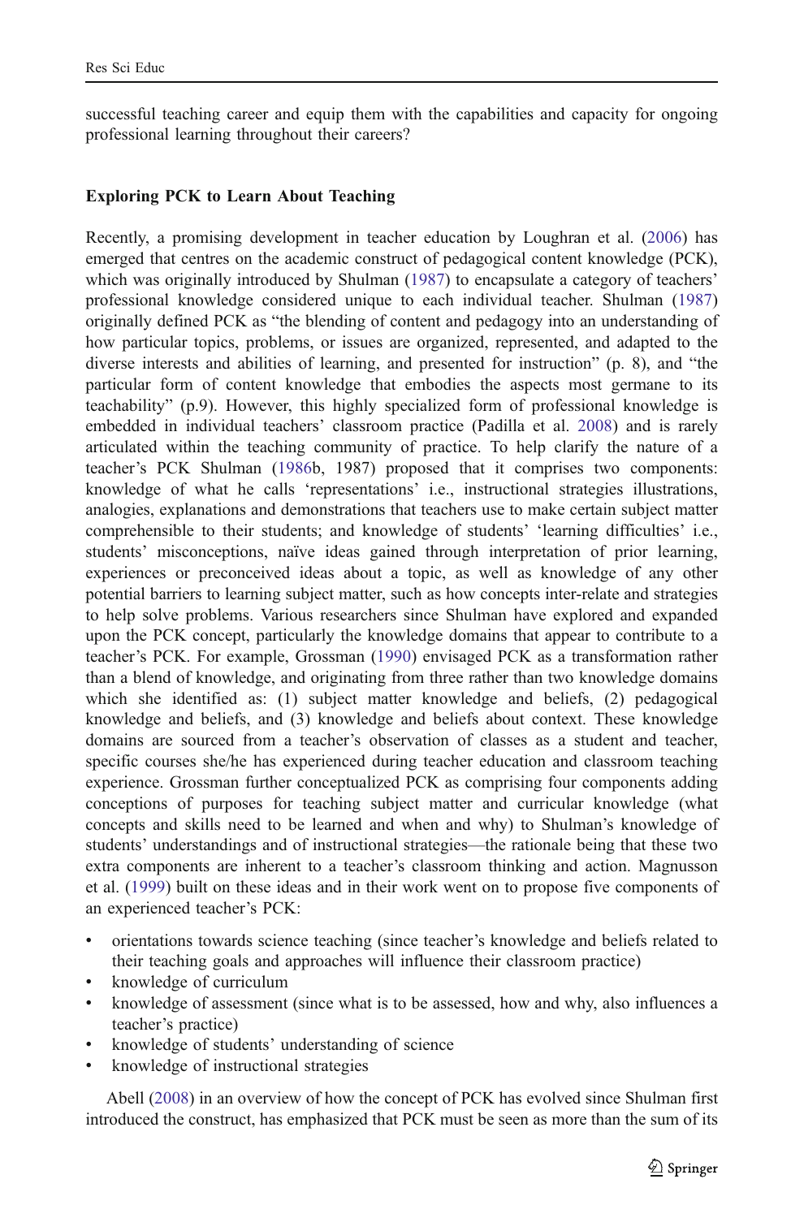successful teaching career and equip them with the capabilities and capacity for ongoing professional learning throughout their careers?

### Exploring PCK to Learn About Teaching

Recently, a promising development in teacher education by Loughran et al. (2006) has emerged that centres on the academic construct of pedagogical content knowledge (PCK), which was originally introduced by Shulman (1987) to encapsulate a category of teachers' professional knowledge considered unique to each individual teacher. Shulman (1987) originally defined PCK as "the blending of content and pedagogy into an understanding of how particular topics, problems, or issues are organized, represented, and adapted to the diverse interests and abilities of learning, and presented for instruction" (p. 8), and "the particular form of content knowledge that embodies the aspects most germane to its teachability" (p.9). However, this highly specialized form of professional knowledge is embedded in individual teachers' classroom practice (Padilla et al. 2008) and is rarely articulated within the teaching community of practice. To help clarify the nature of a teacher's PCK Shulman (1986b, 1987) proposed that it comprises two components: knowledge of what he calls 'representations' i.e., instructional strategies illustrations, analogies, explanations and demonstrations that teachers use to make certain subject matter comprehensible to their students; and knowledge of students' 'learning difficulties' i.e., students' misconceptions, naïve ideas gained through interpretation of prior learning, experiences or preconceived ideas about a topic, as well as knowledge of any other potential barriers to learning subject matter, such as how concepts inter-relate and strategies to help solve problems. Various researchers since Shulman have explored and expanded upon the PCK concept, particularly the knowledge domains that appear to contribute to a teacher's PCK. For example, Grossman (1990) envisaged PCK as a transformation rather than a blend of knowledge, and originating from three rather than two knowledge domains which she identified as: (1) subject matter knowledge and beliefs, (2) pedagogical knowledge and beliefs, and (3) knowledge and beliefs about context. These knowledge domains are sourced from a teacher's observation of classes as a student and teacher, specific courses she/he has experienced during teacher education and classroom teaching experience. Grossman further conceptualized PCK as comprising four components adding conceptions of purposes for teaching subject matter and curricular knowledge (what concepts and skills need to be learned and when and why) to Shulman's knowledge of students' understandings and of instructional strategies—the rationale being that these two extra components are inherent to a teacher's classroom thinking and action. Magnusson et al. (1999) built on these ideas and in their work went on to propose five components of an experienced teacher's PCK:

- orientations towards science teaching (since teacher's knowledge and beliefs related to their teaching goals and approaches will influence their classroom practice)
- knowledge of curriculum
- knowledge of assessment (since what is to be assessed, how and why, also influences a teacher's practice)
- knowledge of students' understanding of science
- knowledge of instructional strategies

Abell (2008) in an overview of how the concept of PCK has evolved since Shulman first introduced the construct, has emphasized that PCK must be seen as more than the sum of its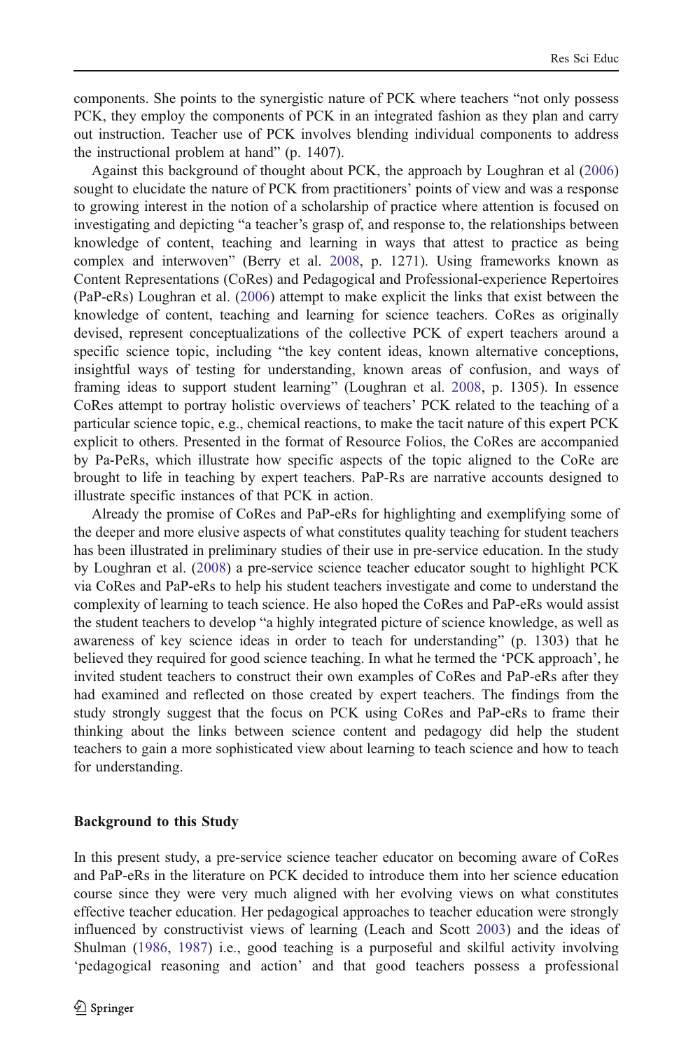components. She points to the synergistic nature of PCK where teachers "not only possess PCK, they employ the components of PCK in an integrated fashion as they plan and carry out instruction. Teacher use of PCK involves blending individual components to address the instructional problem at hand" (p. 1407).

Against this background of thought about PCK, the approach by Loughran et al (2006) sought to elucidate the nature of PCK from practitioners' points of view and was a response to growing interest in the notion of a scholarship of practice where attention is focused on investigating and depicting "a teacher's grasp of, and response to, the relationships between knowledge of content, teaching and learning in ways that attest to practice as being complex and interwoven" (Berry et al. 2008, p. 1271). Using frameworks known as Content Representations (CoRes) and Pedagogical and Professional-experience Repertoires (PaP-eRs) Loughran et al. (2006) attempt to make explicit the links that exist between the knowledge of content, teaching and learning for science teachers. CoRes as originally devised, represent conceptualizations of the collective PCK of expert teachers around a specific science topic, including "the key content ideas, known alternative conceptions, insightful ways of testing for understanding, known areas of confusion, and ways of framing ideas to support student learning" (Loughran et al. 2008, p. 1305). In essence CoRes attempt to portray holistic overviews of teachers' PCK related to the teaching of a particular science topic, e.g., chemical reactions, to make the tacit nature of this expert PCK explicit to others. Presented in the format of Resource Folios, the CoRes are accompanied by Pa-PeRs, which illustrate how specific aspects of the topic aligned to the CoRe are brought to life in teaching by expert teachers. PaP-Rs are narrative accounts designed to illustrate specific instances of that PCK in action.

Already the promise of CoRes and PaP-eRs for highlighting and exemplifying some of the deeper and more elusive aspects of what constitutes quality teaching for student teachers has been illustrated in preliminary studies of their use in pre-service education. In the study by Loughran et al. (2008) a pre-service science teacher educator sought to highlight PCK via CoRes and PaP-eRs to help his student teachers investigate and come to understand the complexity of learning to teach science. He also hoped the CoRes and PaP-eRs would assist the student teachers to develop "a highly integrated picture of science knowledge, as well as awareness of key science ideas in order to teach for understanding" (p. 1303) that he believed they required for good science teaching. In what he termed the 'PCK approach', he invited student teachers to construct their own examples of CoRes and PaP-eRs after they had examined and reflected on those created by expert teachers. The findings from the study strongly suggest that the focus on PCK using CoRes and PaP-eRs to frame their thinking about the links between science content and pedagogy did help the student teachers to gain a more sophisticated view about learning to teach science and how to teach for understanding.

### Background to this Study

In this present study, a pre-service science teacher educator on becoming aware of CoRes and PaP-eRs in the literature on PCK decided to introduce them into her science education course since they were very much aligned with her evolving views on what constitutes effective teacher education. Her pedagogical approaches to teacher education were strongly influenced by constructivist views of learning (Leach and Scott 2003) and the ideas of Shulman (1986, 1987) i.e., good teaching is a purposeful and skilful activity involving 'pedagogical reasoning and action' and that good teachers possess a professional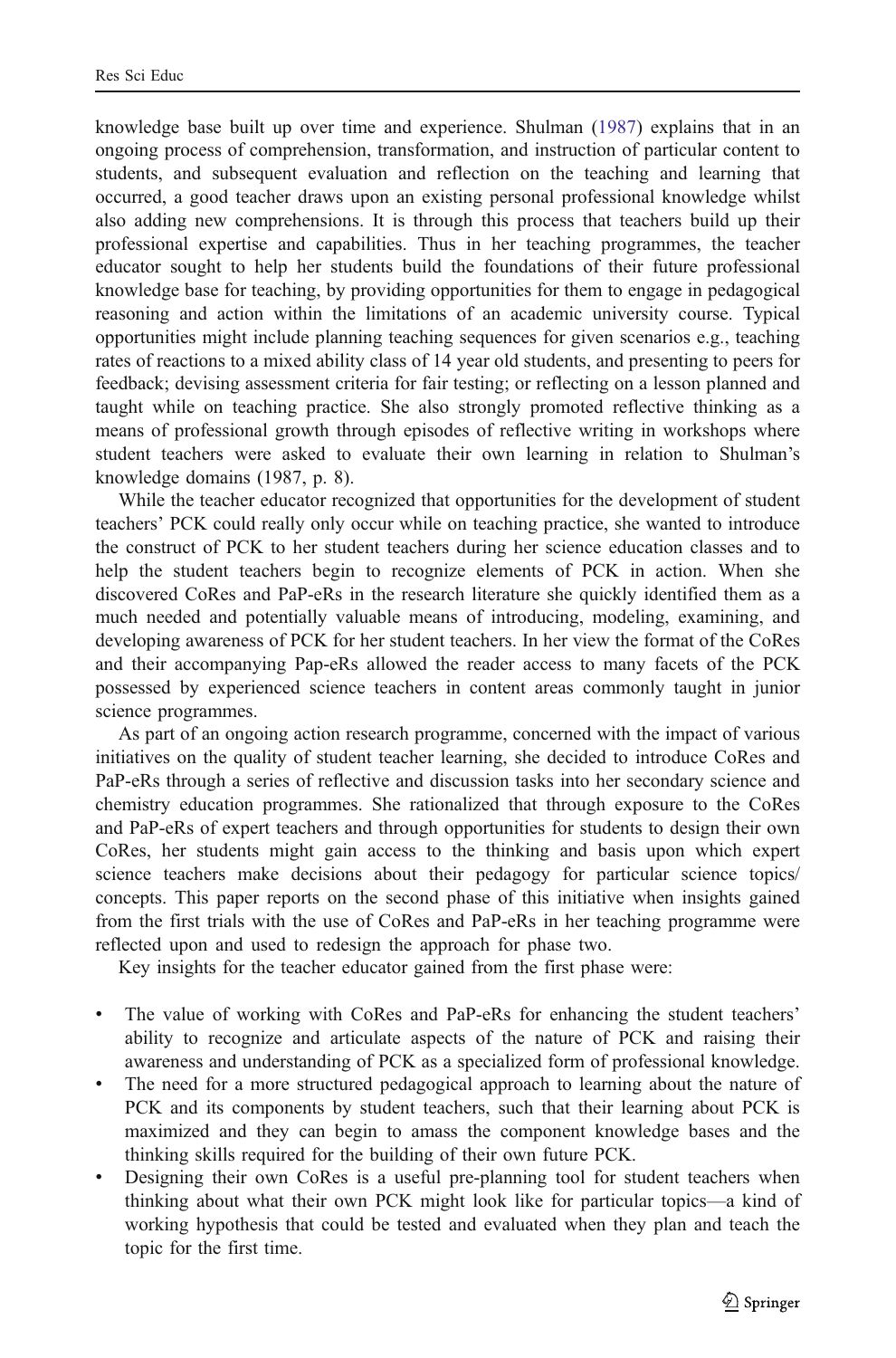knowledge base built up over time and experience. Shulman (1987) explains that in an ongoing process of comprehension, transformation, and instruction of particular content to students, and subsequent evaluation and reflection on the teaching and learning that occurred, a good teacher draws upon an existing personal professional knowledge whilst also adding new comprehensions. It is through this process that teachers build up their professional expertise and capabilities. Thus in her teaching programmes, the teacher educator sought to help her students build the foundations of their future professional knowledge base for teaching, by providing opportunities for them to engage in pedagogical reasoning and action within the limitations of an academic university course. Typical opportunities might include planning teaching sequences for given scenarios e.g., teaching rates of reactions to a mixed ability class of 14 year old students, and presenting to peers for feedback; devising assessment criteria for fair testing; or reflecting on a lesson planned and taught while on teaching practice. She also strongly promoted reflective thinking as a means of professional growth through episodes of reflective writing in workshops where student teachers were asked to evaluate their own learning in relation to Shulman's knowledge domains (1987, p. 8).

While the teacher educator recognized that opportunities for the development of student teachers' PCK could really only occur while on teaching practice, she wanted to introduce the construct of PCK to her student teachers during her science education classes and to help the student teachers begin to recognize elements of PCK in action. When she discovered CoRes and PaP-eRs in the research literature she quickly identified them as a much needed and potentially valuable means of introducing, modeling, examining, and developing awareness of PCK for her student teachers. In her view the format of the CoRes and their accompanying Pap-eRs allowed the reader access to many facets of the PCK possessed by experienced science teachers in content areas commonly taught in junior science programmes.

As part of an ongoing action research programme, concerned with the impact of various initiatives on the quality of student teacher learning, she decided to introduce CoRes and PaP-eRs through a series of reflective and discussion tasks into her secondary science and chemistry education programmes. She rationalized that through exposure to the CoRes and PaP-eRs of expert teachers and through opportunities for students to design their own CoRes, her students might gain access to the thinking and basis upon which expert science teachers make decisions about their pedagogy for particular science topics/ concepts. This paper reports on the second phase of this initiative when insights gained from the first trials with the use of CoRes and PaP-eRs in her teaching programme were reflected upon and used to redesign the approach for phase two.

Key insights for the teacher educator gained from the first phase were:

- The value of working with CoRes and PaP-eRs for enhancing the student teachers' ability to recognize and articulate aspects of the nature of PCK and raising their awareness and understanding of PCK as a specialized form of professional knowledge.
- The need for a more structured pedagogical approach to learning about the nature of PCK and its components by student teachers, such that their learning about PCK is maximized and they can begin to amass the component knowledge bases and the thinking skills required for the building of their own future PCK.
- Designing their own CoRes is a useful pre-planning tool for student teachers when thinking about what their own PCK might look like for particular topics—a kind of working hypothesis that could be tested and evaluated when they plan and teach the topic for the first time.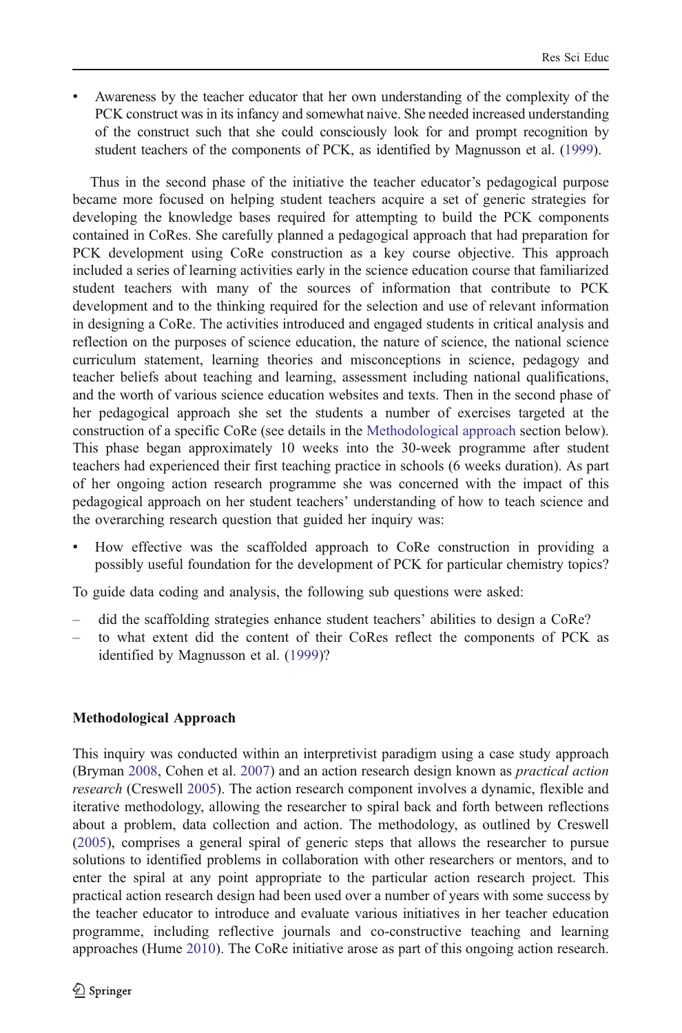- Awareness by the teacher educator that her own understanding of the complexity of the PCK construct was in its infancy and somewhat naive. She needed increased understanding of the construct such that she could consciously look for and prompt recognition by student teachers of the components of PCK, as identified by Magnusson et al. (1999).

Thus in the second phase of the initiative the teacher educator's pedagogical purpose became more focused on helping student teachers acquire a set of generic strategies for developing the knowledge bases required for attempting to build the PCK components contained in CoRes. She carefully planned a pedagogical approach that had preparation for PCK development using CoRe construction as a key course objective. This approach included a series of learning activities early in the science education course that familiarized student teachers with many of the sources of information that contribute to PCK development and to the thinking required for the selection and use of relevant information in designing a CoRe. The activities introduced and engaged students in critical analysis and reflection on the purposes of science education, the nature of science, the national science curriculum statement, learning theories and misconceptions in science, pedagogy and teacher beliefs about teaching and learning, assessment including national qualifications, and the worth of various science education websites and texts. Then in the second phase of her pedagogical approach she set the students a number of exercises targeted at the construction of a specific CoRe (see details in the Methodological approach section below). This phase began approximately 10 weeks into the 30-week programme after student teachers had experienced their first teaching practice in schools (6 weeks duration). As part of her ongoing action research programme she was concerned with the impact of this pedagogical approach on her student teachers' understanding of how to teach science and the overarching research question that guided her inquiry was:

- How effective was the scaffolded approach to CoRe construction in providing a possibly useful foundation for the development of PCK for particular chemistry topics?

To guide data coding and analysis, the following sub questions were asked:

- did the scaffolding strategies enhance student teachers' abilities to design a CoRe?
- to what extent did the content of their CoRes reflect the components of PCK as identified by Magnusson et al. (1999)?

### Methodological Approach

This inquiry was conducted within an interpretivist paradigm using a case study approach (Bryman 2008, Cohen et al. 2007) and an action research design known as *practical action research* (Creswell 2005). The action research component involves a dynamic, flexible and iterative methodology, allowing the researcher to spiral back and forth between reflections about a problem, data collection and action. The methodology, as outlined by Creswell (2005), comprises a general spiral of generic steps that allows the researcher to pursue solutions to identified problems in collaboration with other researchers or mentors, and to enter the spiral at any point appropriate to the particular action research project. This practical action research design had been used over a number of years with some success by the teacher educator to introduce and evaluate various initiatives in her teacher education programme, including reflective journals and co-constructive teaching and learning approaches (Hume 2010). The CoRe initiative arose as part of this ongoing action research.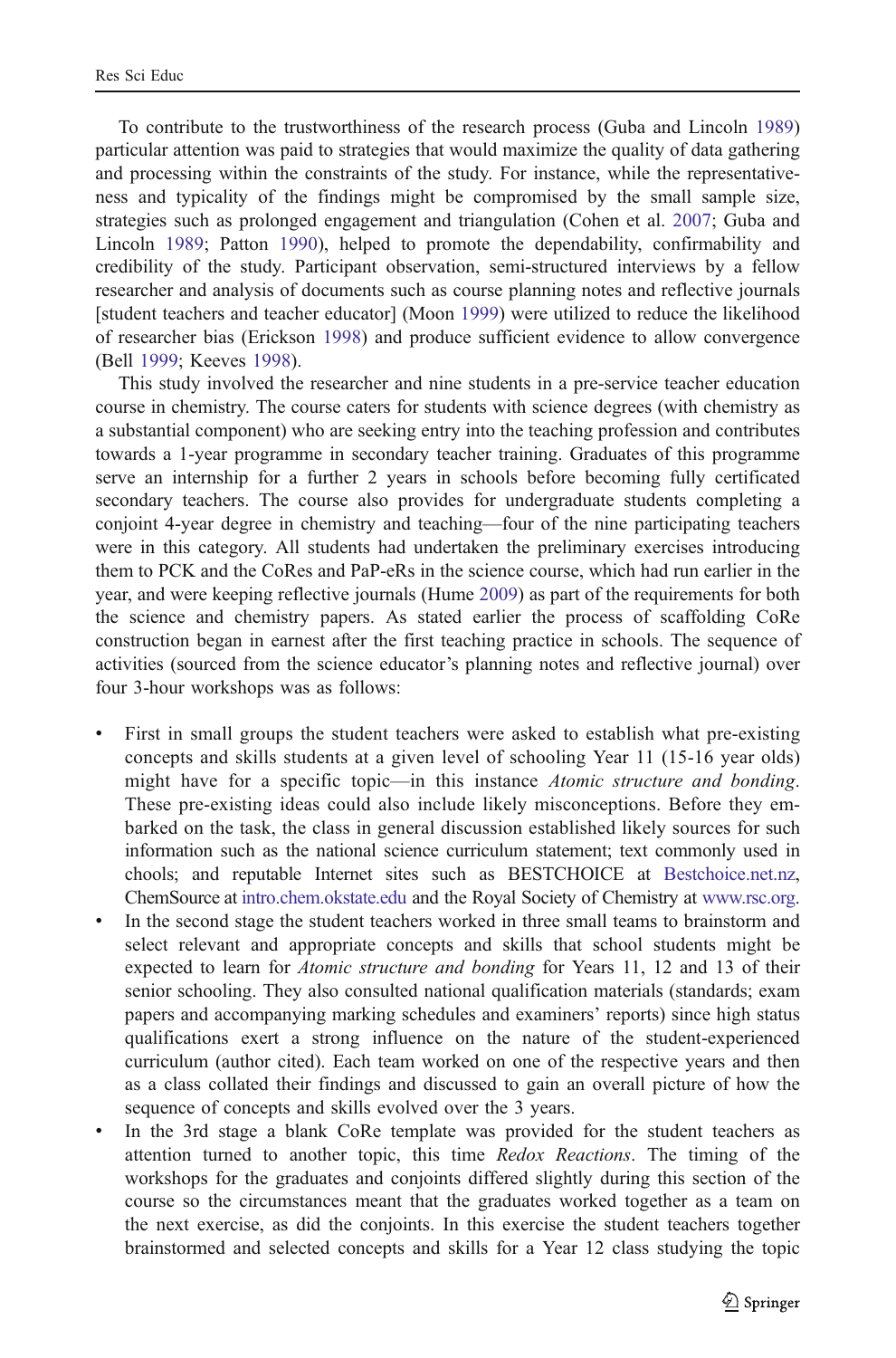To contribute to the trustworthiness of the research process (Guba and Lincoln 1989) particular attention was paid to strategies that would maximize the quality of data gathering and processing within the constraints of the study. For instance, while the representativeness and typicality of the findings might be compromised by the small sample size, strategies such as prolonged engagement and triangulation (Cohen et al. 2007; Guba and Lincoln 1989; Patton 1990), helped to promote the dependability, confirmability and credibility of the study. Participant observation, semi-structured interviews by a fellow researcher and analysis of documents such as course planning notes and reflective journals [student teachers and teacher educator] (Moon 1999) were utilized to reduce the likelihood of researcher bias (Erickson 1998) and produce sufficient evidence to allow convergence (Bell 1999; Keeves 1998).

This study involved the researcher and nine students in a pre-service teacher education course in chemistry. The course caters for students with science degrees (with chemistry as a substantial component) who are seeking entry into the teaching profession and contributes towards a 1-year programme in secondary teacher training. Graduates of this programme serve an internship for a further 2 years in schools before becoming fully certificated secondary teachers. The course also provides for undergraduate students completing a conjoint 4-year degree in chemistry and teaching—four of the nine participating teachers were in this category. All students had undertaken the preliminary exercises introducing them to PCK and the CoRes and PaP-eRs in the science course, which had run earlier in the year, and were keeping reflective journals (Hume 2009) as part of the requirements for both the science and chemistry papers. As stated earlier the process of scaffolding CoRe construction began in earnest after the first teaching practice in schools. The sequence of activities (sourced from the science educator's planning notes and reflective journal) over four 3-hour workshops was as follows:

- First in small groups the student teachers were asked to establish what pre-existing concepts and skills students at a given level of schooling Year 11 (15-16 year olds) might have for a specific topic—in this instance *Atomic structure and bonding*. These pre-existing ideas could also include likely misconceptions. Before they embarked on the task, the class in general discussion established likely sources for such information such as the national science curriculum statement; text commonly used in chools; and reputable Internet sites such as BESTCHOICE at Bestchoice.net.nz, ChemSource at intro.chem.okstate.edu and the Royal Society of Chemistry at www.rsc.org.
- In the second stage the student teachers worked in three small teams to brainstorm and select relevant and appropriate concepts and skills that school students might be expected to learn for *Atomic structure and bonding* for Years 11, 12 and 13 of their senior schooling. They also consulted national qualification materials (standards; exam papers and accompanying marking schedules and examiners' reports) since high status qualifications exert a strong influence on the nature of the student-experienced curriculum (author cited). Each team worked on one of the respective years and then as a class collated their findings and discussed to gain an overall picture of how the sequence of concepts and skills evolved over the 3 years.
- In the 3rd stage a blank CoRe template was provided for the student teachers as attention turned to another topic, this time *Redox Reactions*. The timing of the workshops for the graduates and conjoints differed slightly during this section of the course so the circumstances meant that the graduates worked together as a team on the next exercise, as did the conjoints. In this exercise the student teachers together brainstormed and selected concepts and skills for a Year 12 class studying the topic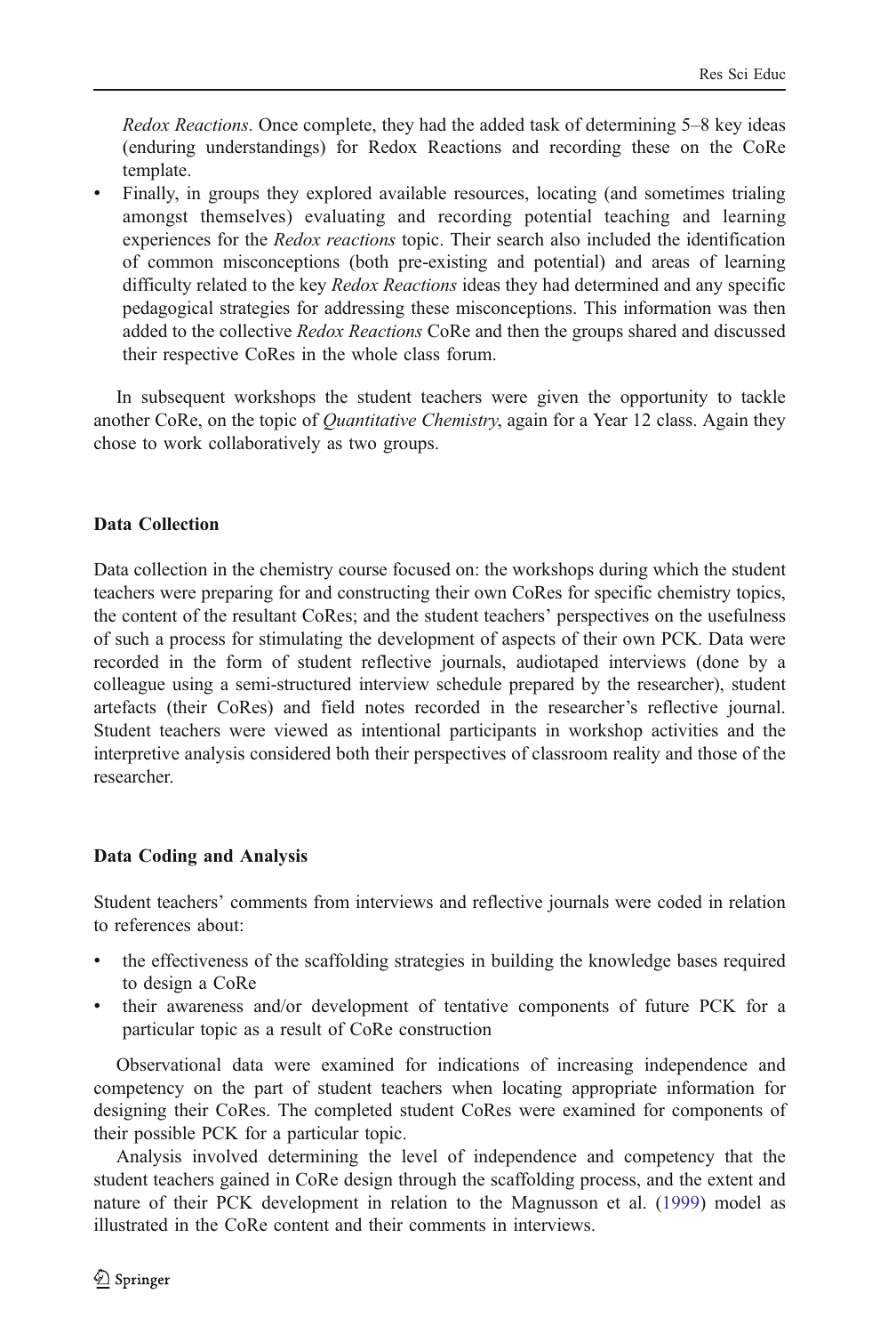*Redox Reactions*. Once complete, they had the added task of determining 5–8 key ideas (enduring understandings) for Redox Reactions and recording these on the CoRe template.

- Finally, in groups they explored available resources, locating (and sometimes trialing amongst themselves) evaluating and recording potential teaching and learning experiences for the *Redox reactions* topic. Their search also included the identification of common misconceptions (both pre-existing and potential) and areas of learning difficulty related to the key *Redox Reactions* ideas they had determined and any specific pedagogical strategies for addressing these misconceptions. This information was then added to the collective *Redox Reactions* CoRe and then the groups shared and discussed their respective CoRes in the whole class forum.

In subsequent workshops the student teachers were given the opportunity to tackle another CoRe, on the topic of *Quantitative Chemistry*, again for a Year 12 class. Again they chose to work collaboratively as two groups.

### Data Collection

Data collection in the chemistry course focused on: the workshops during which the student teachers were preparing for and constructing their own CoRes for specific chemistry topics, the content of the resultant CoRes; and the student teachers' perspectives on the usefulness of such a process for stimulating the development of aspects of their own PCK. Data were recorded in the form of student reflective journals, audiotaped interviews (done by a colleague using a semi-structured interview schedule prepared by the researcher), student artefacts (their CoRes) and field notes recorded in the researcher's reflective journal. Student teachers were viewed as intentional participants in workshop activities and the interpretive analysis considered both their perspectives of classroom reality and those of the researcher.

### Data Coding and Analysis

Student teachers' comments from interviews and reflective journals were coded in relation to references about:

- the effectiveness of the scaffolding strategies in building the knowledge bases required to design a CoRe
- their awareness and/or development of tentative components of future PCK for a particular topic as a result of CoRe construction

Observational data were examined for indications of increasing independence and competency on the part of student teachers when locating appropriate information for designing their CoRes. The completed student CoRes were examined for components of their possible PCK for a particular topic.

Analysis involved determining the level of independence and competency that the student teachers gained in CoRe design through the scaffolding process, and the extent and nature of their PCK development in relation to the Magnusson et al. (1999) model as illustrated in the CoRe content and their comments in interviews.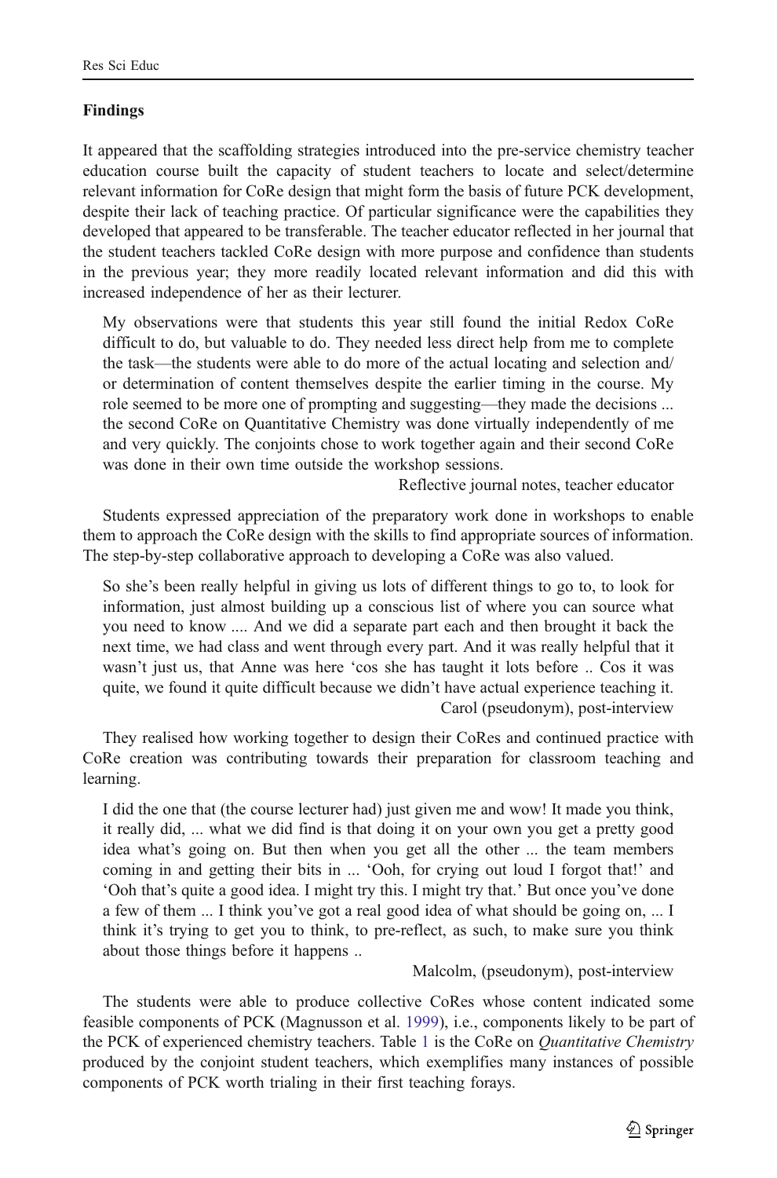## Findings

It appeared that the scaffolding strategies introduced into the pre-service chemistry teacher education course built the capacity of student teachers to locate and select/determine relevant information for CoRe design that might form the basis of future PCK development, despite their lack of teaching practice. Of particular significance were the capabilities they developed that appeared to be transferable. The teacher educator reflected in her journal that the student teachers tackled CoRe design with more purpose and confidence than students in the previous year; they more readily located relevant information and did this with increased independence of her as their lecturer.

> My observations were that students this year still found the initial Redox CoRe difficult to do, but valuable to do. They needed less direct help from me to complete the task—the students were able to do more of the actual locating and selection and/or determination of content themselves despite the earlier timing in the course. My role seemed to be more one of prompting and suggesting—they made the decisions ... the second CoRe on Quantitative Chemistry was done virtually independently of me and very quickly. The conjoints chose to work together again and their second CoRe was done in their own time outside the workshop sessions.
>
> Reflective journal notes, teacher educator

Students expressed appreciation of the preparatory work done in workshops to enable them to approach the CoRe design with the skills to find appropriate sources of information. The step-by-step collaborative approach to developing a CoRe was also valued.

> So she's been really helpful in giving us lots of different things to go to, to look for information, just almost building up a conscious list of where you can source what you need to know .... And we did a separate part each and then brought it back the next time, we had class and went through every part. And it was really helpful that it wasn't just us, that Anne was here 'cos she has taught it lots before .. Cos it was quite, we found it quite difficult because we didn't have actual experience teaching it.
>
> Carol (pseudonym), post-interview

They realised how working together to design their CoRes and continued practice with CoRe creation was contributing towards their preparation for classroom teaching and learning.

> I did the one that (the course lecturer had) just given me and wow! It made you think, it really did, ... what we did find is that doing it on your own you get a pretty good idea what's going on. But then when you get all the other ... the team members coming in and getting their bits in ... 'Ooh, for crying out loud I forgot that!' and 'Ooh that's quite a good idea. I might try this. I might try that.' But once you've done a few of them ... I think you've got a real good idea of what should be going on, ... I think it's trying to get you to think, to pre-reflect, as such, to make sure you think about those things before it happens ..
>
> Malcolm, (pseudonym), post-interview

The students were able to produce collective CoRes whose content indicated some feasible components of PCK (Magnusson et al. 1999), i.e., components likely to be part of the PCK of experienced chemistry teachers. Table 1 is the CoRe on *Quantitative Chemistry* produced by the conjoint student teachers, which exemplifies many instances of possible components of PCK worth trialing in their first teaching forays.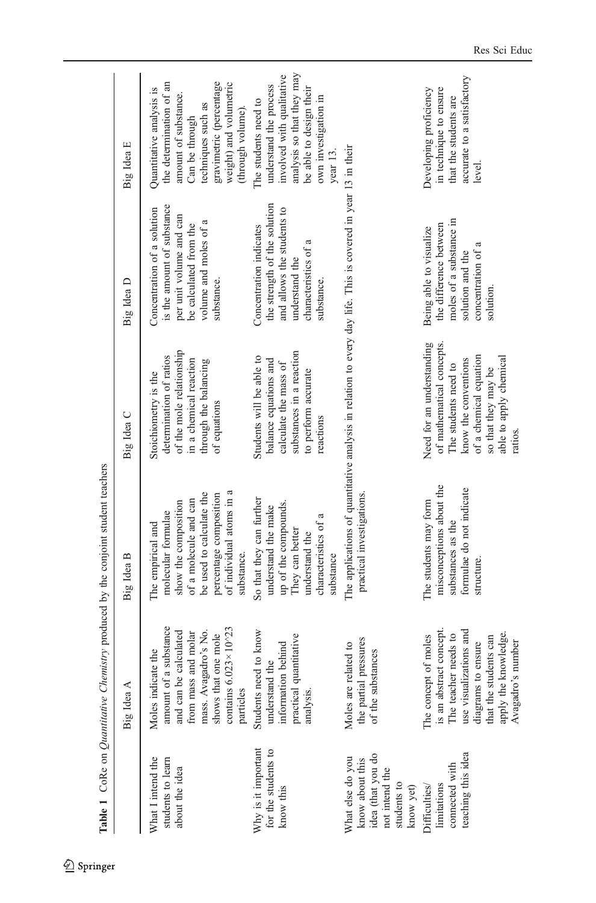**Table 1** CoRe on *Quantitative Chemistry* produced by the conjoint student teachers

| | Big Idea A | Big Idea B | Big Idea C | Big Idea D | Big Idea E |
|---|---|---|---|---|---|
| What I intend the students to learn about the idea | Moles indicate the amount of a substance and can be calculated from mass and molar mass. Avagadro's No. shows that one mole contains $6.023 \times 10^{23}$ particles | The empirical and molecular formulae show the composition of a molecule and can be used to calculate the percentage composition of individual atoms in a substance. | Stoichiometry is the determination of ratios of the mole relationship in a chemical reaction through the balancing of equations | Concentration of a solution is the amount of substance per unit volume and can be calculated from the volume and moles of a substance. | Quantitative analysis is the determination of an amount of substance. Can be through techniques such as gravimetric (percentage weight) and volumetric (through volume). |
| Why is it important for the students to know this | Students need to know understand the information behind practical quantitative analysis. | So that they can further understand the make up of the compounds. They can better understand the characteristics of a substance | Students will be able to balance equations and calculate the mass of substances in a reaction to perform accurate reactions | Concentration indicates the strength of the solution and allows the students to understand the characteristics of a substance. | The students need to understand the process involved with qualitative analysis so that they may be able to design their own investigation in year 13. |
| What else do you know about this idea (that you do not intend the students to know yet) | Moles are related to the partial pressures of the substances | The applications of quantitative analysis in relation to every day life. This is covered in year 13 in their practical investigations. | | | |
| Difficulties/limitations connected with teaching this idea | The concept of moles is an abstract concept. The teacher needs to use visualizations and diagrams to ensure that the students can apply the knowledge. Avagadro's number | The students may form misconceptions about the substances as the formulae do not indicate structure. | Need for an understanding of mathematical concepts. The students need to know the conventions of a chemical equation so that they may be able to apply chemical ratios. | Being able to visualize the difference between moles of a substance in solution and the concentration of a solution. | Developing proficiency in technique to ensure that the students are accurate to a satisfactory level. |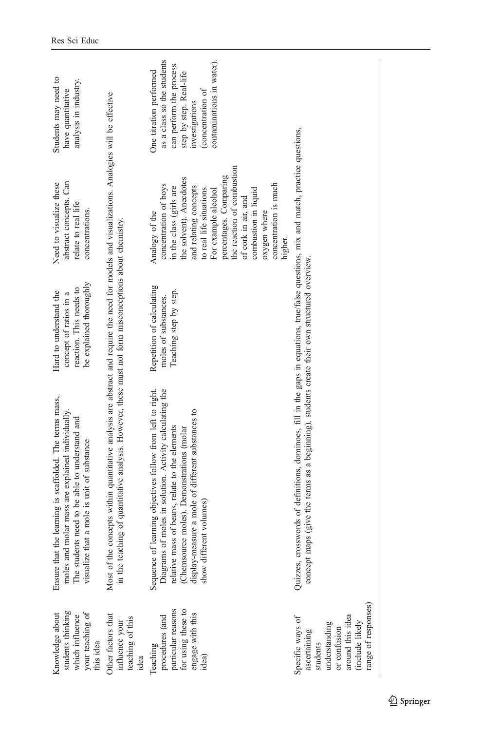| | | | | |
|---|---|---|---|---|
| Knowledge about students thinking which influence your teaching of this idea | Ensure that the learning is scaffolded. The terms mass, moles and molar mass are explained individually. The students need to be able to understand and visualize that a mole is unit of substance | Hard to understand the concept of ratios in a reaction. This needs to be explained thoroughly | Need to visualize these abstract concepts. Can relate to real life concentrations. | Students may need to have quantitative analysis in industry. |
| Other factors that influence your teaching of this idea | Most of the concepts within quantitative analysis are abstract and require the need for models and visualizations. Analogies will be effective in the teaching of quantitative analysis. However, these must not form misconceptions about chemistry. | | | |
| Teaching procedures (and particular reasons for using these to engage with this idea) | Sequence of learning objectives follow from left to right. Diagrams of moles in solution. Activity calculating the relative mass of beans, relate to the elements (Chemsource moles). Demonstrations (molar display-measure a mole of different substances to show different volumes) | Repetition of calculating moles of substances. Teaching step by step. | Analogy of the concentration of boys in the class (girls are the solvent). Anecdotes and relating concepts to real life situations. For example alcohol percentages. Comparing the reaction of combustion of cork in air, and combustion in liquid oxygen where concentration is much higher. | One titration performed as a class so the students can perform the process step by step. Real-life investigations (concentration of contaminations in water). |
| Specific ways of ascertaining students understanding or confusion around this idea (include likely range of responses) | Quizzes, crosswords of definitions, dominoes, fill in the gaps in equations, true/false questions, mix and match, practice questions, concept maps (give the terms as a beginning), students create their own structured overview. | | | |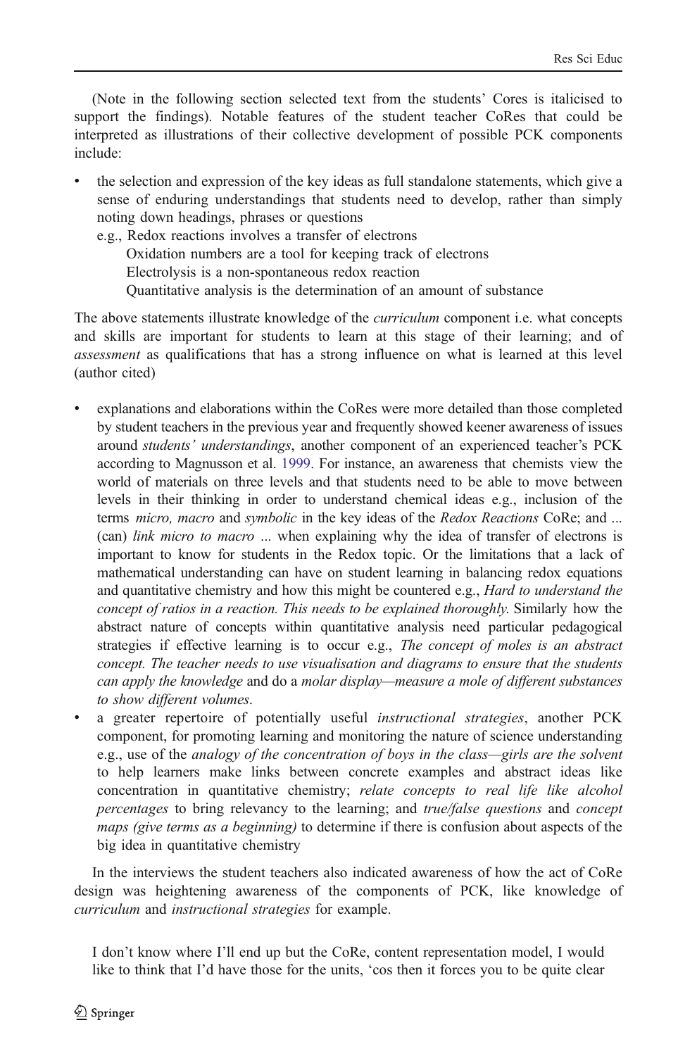(Note in the following section selected text from the students' Cores is italicised to support the findings). Notable features of the student teacher CoRes that could be interpreted as illustrations of their collective development of possible PCK components include:

- the selection and expression of the key ideas as full standalone statements, which give a sense of enduring understandings that students need to develop, rather than simply noting down headings, phrases or questions

  e.g., Redox reactions involves a transfer of electrons

  Oxidation numbers are a tool for keeping track of electrons

  Electrolysis is a non-spontaneous redox reaction

  Quantitative analysis is the determination of an amount of substance

The above statements illustrate knowledge of the *curriculum* component i.e. what concepts and skills are important for students to learn at this stage of their learning; and of *assessment* as qualifications that has a strong influence on what is learned at this level (author cited)

- explanations and elaborations within the CoRes were more detailed than those completed by student teachers in the previous year and frequently showed keener awareness of issues around *students' understandings*, another component of an experienced teacher's PCK according to Magnusson et al. 1999. For instance, an awareness that chemists view the world of materials on three levels and that students need to be able to move between levels in their thinking in order to understand chemical ideas e.g., inclusion of the terms *micro, macro* and *symbolic* in the key ideas of the *Redox Reactions* CoRe; and ... (can) *link micro to macro* ... when explaining why the idea of transfer of electrons is important to know for students in the Redox topic. Or the limitations that a lack of mathematical understanding can have on student learning in balancing redox equations and quantitative chemistry and how this might be countered e.g., *Hard to understand the concept of ratios in a reaction. This needs to be explained thoroughly.* Similarly how the abstract nature of concepts within quantitative analysis need particular pedagogical strategies if effective learning is to occur e.g., *The concept of moles is an abstract concept. The teacher needs to use visualisation and diagrams to ensure that the students can apply the knowledge* and do a *molar display—measure a mole of different substances to show different volumes.*
- a greater repertoire of potentially useful *instructional strategies*, another PCK component, for promoting learning and monitoring the nature of science understanding e.g., use of the *analogy of the concentration of boys in the class—girls are the solvent* to help learners make links between concrete examples and abstract ideas like concentration in quantitative chemistry; *relate concepts to real life like alcohol percentages* to bring relevancy to the learning; and *true/false questions* and *concept maps (give terms as a beginning)* to determine if there is confusion about aspects of the big idea in quantitative chemistry

In the interviews the student teachers also indicated awareness of how the act of CoRe design was heightening awareness of the components of PCK, like knowledge of *curriculum* and *instructional strategies* for example.

> I don't know where I'll end up but the CoRe, content representation model, I would like to think that I'd have those for the units, 'cos then it forces you to be quite clear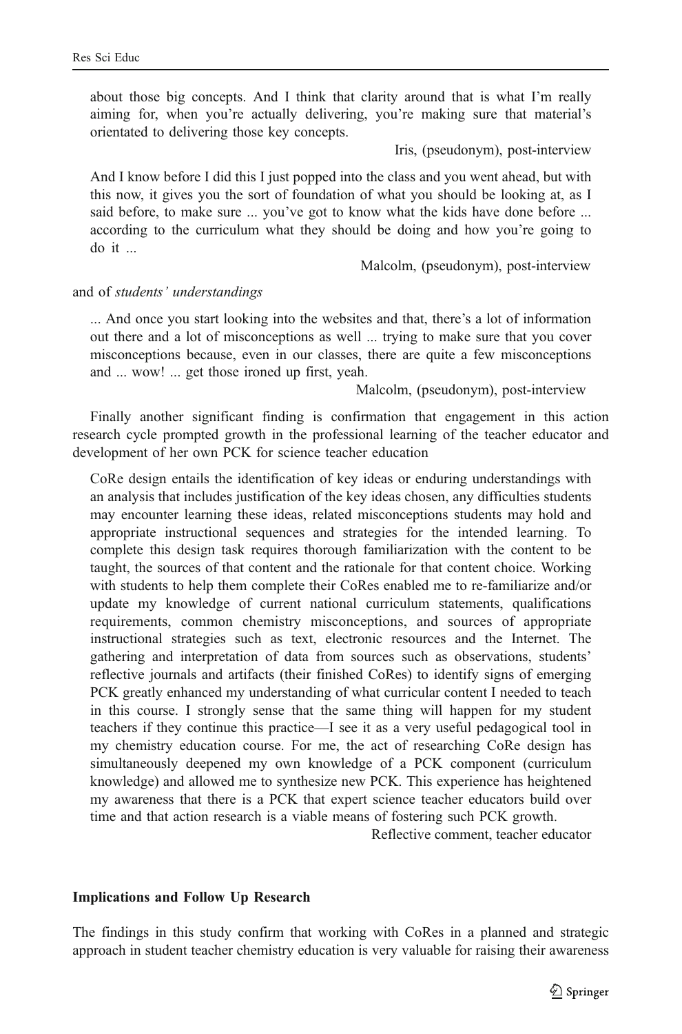> about those big concepts. And I think that clarity around that is what I'm really aiming for, when you're actually delivering, you're making sure that material's orientated to delivering those key concepts.
>
> Iris, (pseudonym), post-interview

> And I know before I did this I just popped into the class and you went ahead, but with this now, it gives you the sort of foundation of what you should be looking at, as I said before, to make sure ... you've got to know what the kids have done before ... according to the curriculum what they should be doing and how you're going to do it ...
>
> Malcolm, (pseudonym), post-interview

and of *students' understandings*

> ... And once you start looking into the websites and that, there's a lot of information out there and a lot of misconceptions as well ... trying to make sure that you cover misconceptions because, even in our classes, there are quite a few misconceptions and ... wow! ... get those ironed up first, yeah.
>
> Malcolm, (pseudonym), post-interview

Finally another significant finding is confirmation that engagement in this action research cycle prompted growth in the professional learning of the teacher educator and development of her own PCK for science teacher education

> CoRe design entails the identification of key ideas or enduring understandings with an analysis that includes justification of the key ideas chosen, any difficulties students may encounter learning these ideas, related misconceptions students may hold and appropriate instructional sequences and strategies for the intended learning. To complete this design task requires thorough familiarization with the content to be taught, the sources of that content and the rationale for that content choice. Working with students to help them complete their CoRes enabled me to re-familiarize and/or update my knowledge of current national curriculum statements, qualifications requirements, common chemistry misconceptions, and sources of appropriate instructional strategies such as text, electronic resources and the Internet. The gathering and interpretation of data from sources such as observations, students' reflective journals and artifacts (their finished CoRes) to identify signs of emerging PCK greatly enhanced my understanding of what curricular content I needed to teach in this course. I strongly sense that the same thing will happen for my student teachers if they continue this practice—I see it as a very useful pedagogical tool in my chemistry education course. For me, the act of researching CoRe design has simultaneously deepened my own knowledge of a PCK component (curriculum knowledge) and allowed me to synthesize new PCK. This experience has heightened my awareness that there is a PCK that expert science teacher educators build over time and that action research is a viable means of fostering such PCK growth.
>
> Reflective comment, teacher educator

## Implications and Follow Up Research

The findings in this study confirm that working with CoRes in a planned and strategic approach in student teacher chemistry education is very valuable for raising their awareness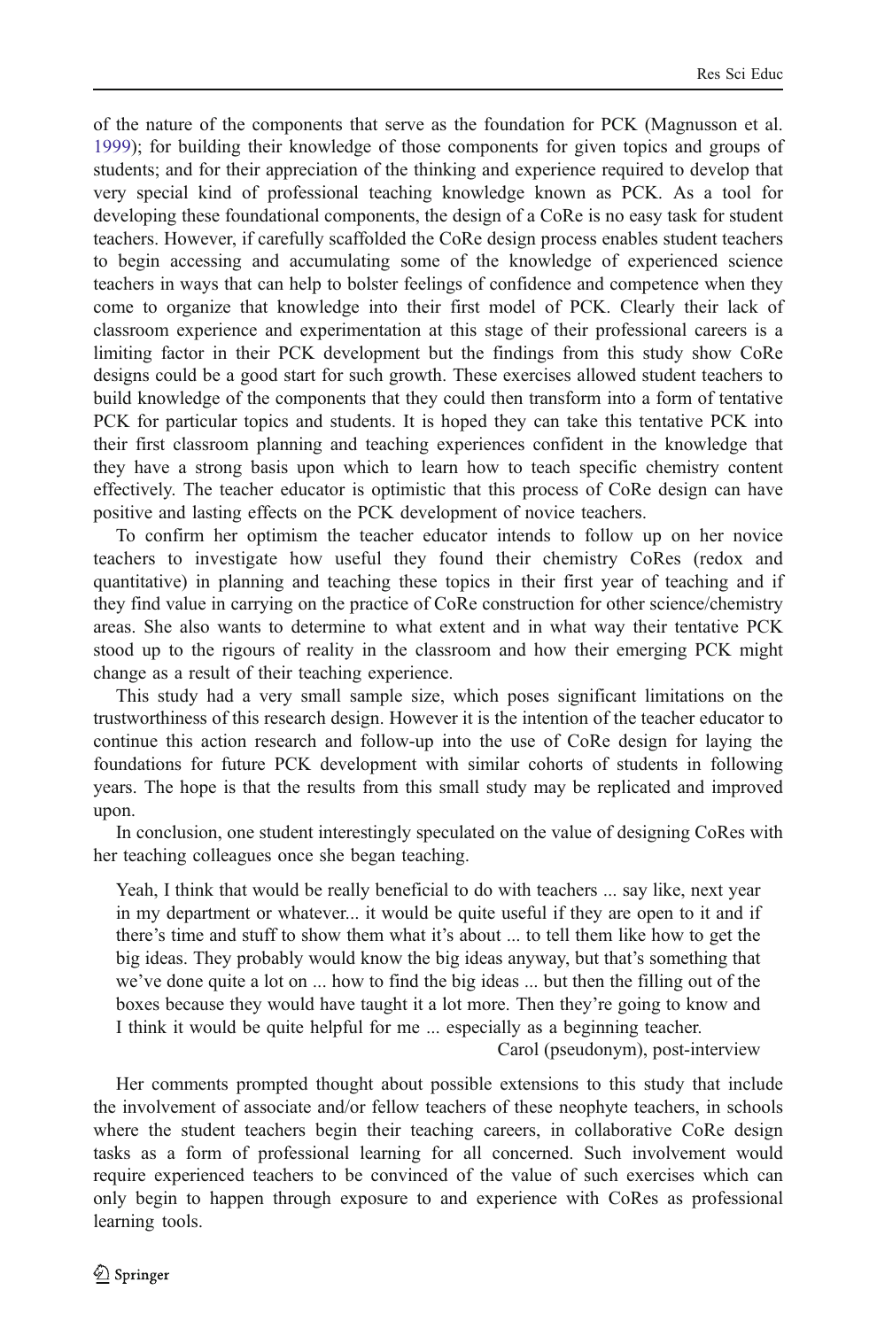of the nature of the components that serve as the foundation for PCK (Magnusson et al. 1999); for building their knowledge of those components for given topics and groups of students; and for their appreciation of the thinking and experience required to develop that very special kind of professional teaching knowledge known as PCK. As a tool for developing these foundational components, the design of a CoRe is no easy task for student teachers. However, if carefully scaffolded the CoRe design process enables student teachers to begin accessing and accumulating some of the knowledge of experienced science teachers in ways that can help to bolster feelings of confidence and competence when they come to organize that knowledge into their first model of PCK. Clearly their lack of classroom experience and experimentation at this stage of their professional careers is a limiting factor in their PCK development but the findings from this study show CoRe designs could be a good start for such growth. These exercises allowed student teachers to build knowledge of the components that they could then transform into a form of tentative PCK for particular topics and students. It is hoped they can take this tentative PCK into their first classroom planning and teaching experiences confident in the knowledge that they have a strong basis upon which to learn how to teach specific chemistry content effectively. The teacher educator is optimistic that this process of CoRe design can have positive and lasting effects on the PCK development of novice teachers.

To confirm her optimism the teacher educator intends to follow up on her novice teachers to investigate how useful they found their chemistry CoRes (redox and quantitative) in planning and teaching these topics in their first year of teaching and if they find value in carrying on the practice of CoRe construction for other science/chemistry areas. She also wants to determine to what extent and in what way their tentative PCK stood up to the rigours of reality in the classroom and how their emerging PCK might change as a result of their teaching experience.

This study had a very small sample size, which poses significant limitations on the trustworthiness of this research design. However it is the intention of the teacher educator to continue this action research and follow-up into the use of CoRe design for laying the foundations for future PCK development with similar cohorts of students in following years. The hope is that the results from this small study may be replicated and improved upon.

In conclusion, one student interestingly speculated on the value of designing CoRes with her teaching colleagues once she began teaching.

> Yeah, I think that would be really beneficial to do with teachers ... say like, next year in my department or whatever... it would be quite useful if they are open to it and if there's time and stuff to show them what it's about ... to tell them like how to get the big ideas. They probably would know the big ideas anyway, but that's something that we've done quite a lot on ... how to find the big ideas ... but then the filling out of the boxes because they would have taught it a lot more. Then they're going to know and I think it would be quite helpful for me ... especially as a beginning teacher.
>
> Carol (pseudonym), post-interview

Her comments prompted thought about possible extensions to this study that include the involvement of associate and/or fellow teachers of these neophyte teachers, in schools where the student teachers begin their teaching careers, in collaborative CoRe design tasks as a form of professional learning for all concerned. Such involvement would require experienced teachers to be convinced of the value of such exercises which can only begin to happen through exposure to and experience with CoRes as professional learning tools.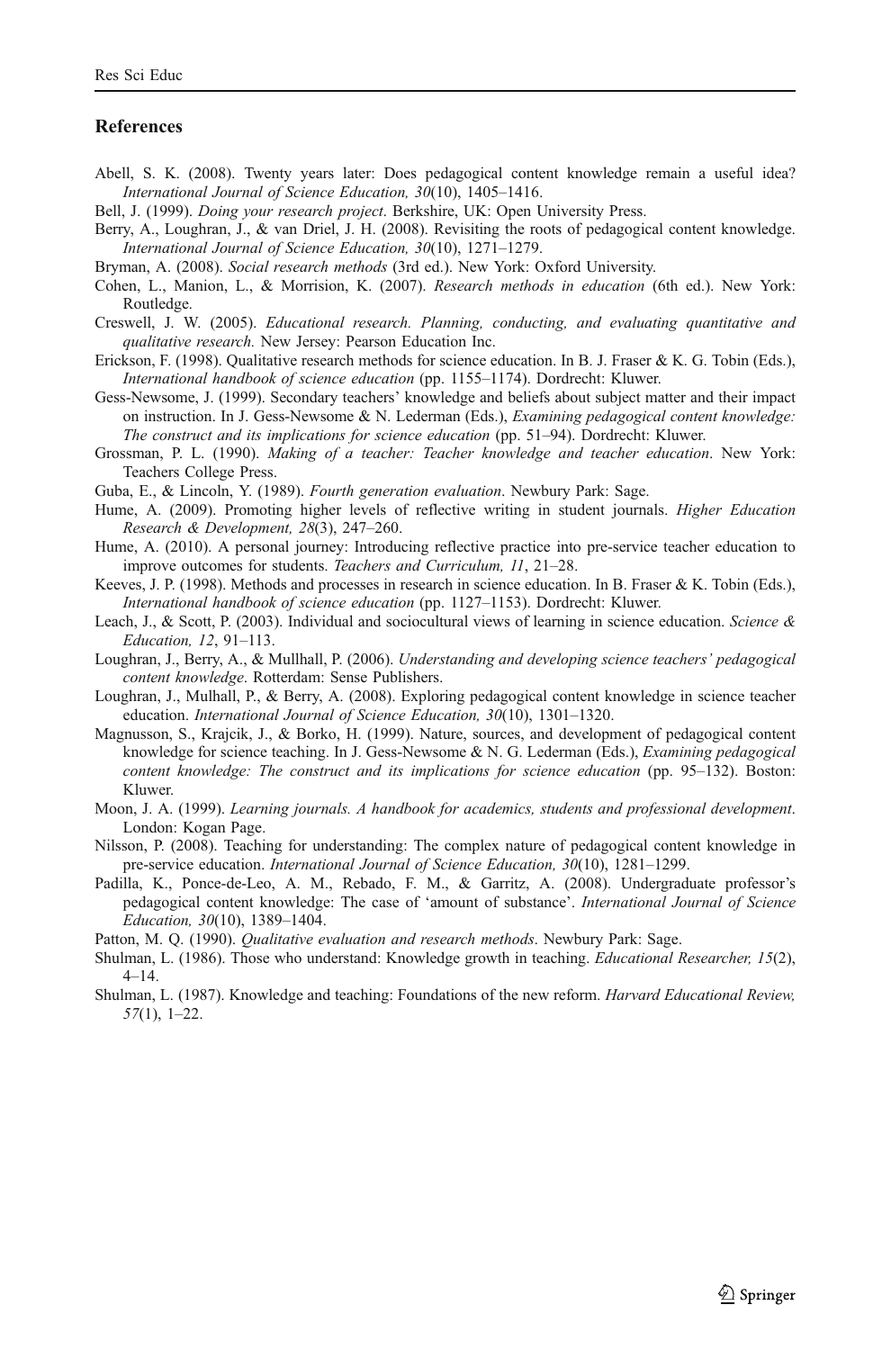## References

Abell, S. K. (2008). Twenty years later: Does pedagogical content knowledge remain a useful idea? *International Journal of Science Education, 30*(10), 1405–1416.

Bell, J. (1999). *Doing your research project*. Berkshire, UK: Open University Press.

Berry, A., Loughran, J., & van Driel, J. H. (2008). Revisiting the roots of pedagogical content knowledge. *International Journal of Science Education, 30*(10), 1271–1279.

Bryman, A. (2008). *Social research methods* (3rd ed.). New York: Oxford University.

Cohen, L., Manion, L., & Morrision, K. (2007). *Research methods in education* (6th ed.). New York: Routledge.

Creswell, J. W. (2005). *Educational research. Planning, conducting, and evaluating quantitative and qualitative research.* New Jersey: Pearson Education Inc.

Erickson, F. (1998). Qualitative research methods for science education. In B. J. Fraser & K. G. Tobin (Eds.), *International handbook of science education* (pp. 1155–1174). Dordrecht: Kluwer.

Gess-Newsome, J. (1999). Secondary teachers' knowledge and beliefs about subject matter and their impact on instruction. In J. Gess-Newsome & N. Lederman (Eds.), *Examining pedagogical content knowledge: The construct and its implications for science education* (pp. 51–94). Dordrecht: Kluwer.

Grossman, P. L. (1990). *Making of a teacher: Teacher knowledge and teacher education*. New York: Teachers College Press.

Guba, E., & Lincoln, Y. (1989). *Fourth generation evaluation*. Newbury Park: Sage.

Hume, A. (2009). Promoting higher levels of reflective writing in student journals. *Higher Education Research & Development, 28*(3), 247–260.

Hume, A. (2010). A personal journey: Introducing reflective practice into pre-service teacher education to improve outcomes for students. *Teachers and Curriculum, 11*, 21–28.

Keeves, J. P. (1998). Methods and processes in research in science education. In B. Fraser & K. Tobin (Eds.), *International handbook of science education* (pp. 1127–1153). Dordrecht: Kluwer.

Leach, J., & Scott, P. (2003). Individual and sociocultural views of learning in science education. *Science & Education, 12*, 91–113.

Loughran, J., Berry, A., & Mullhall, P. (2006). *Understanding and developing science teachers' pedagogical content knowledge*. Rotterdam: Sense Publishers.

Loughran, J., Mulhall, P., & Berry, A. (2008). Exploring pedagogical content knowledge in science teacher education. *International Journal of Science Education, 30*(10), 1301–1320.

Magnusson, S., Krajcik, J., & Borko, H. (1999). Nature, sources, and development of pedagogical content knowledge for science teaching. In J. Gess-Newsome & N. G. Lederman (Eds.), *Examining pedagogical content knowledge: The construct and its implications for science education* (pp. 95–132). Boston: Kluwer.

Moon, J. A. (1999). *Learning journals. A handbook for academics, students and professional development*. London: Kogan Page.

Nilsson, P. (2008). Teaching for understanding: The complex nature of pedagogical content knowledge in pre-service education. *International Journal of Science Education, 30*(10), 1281–1299.

Padilla, K., Ponce-de-Leo, A. M., Rebado, F. M., & Garritz, A. (2008). Undergraduate professor's pedagogical content knowledge: The case of 'amount of substance'. *International Journal of Science Education, 30*(10), 1389–1404.

Patton, M. Q. (1990). *Qualitative evaluation and research methods*. Newbury Park: Sage.

Shulman, L. (1986). Those who understand: Knowledge growth in teaching. *Educational Researcher, 15*(2), 4–14.

Shulman, L. (1987). Knowledge and teaching: Foundations of the new reform. *Harvard Educational Review, 57*(1), 1–22.